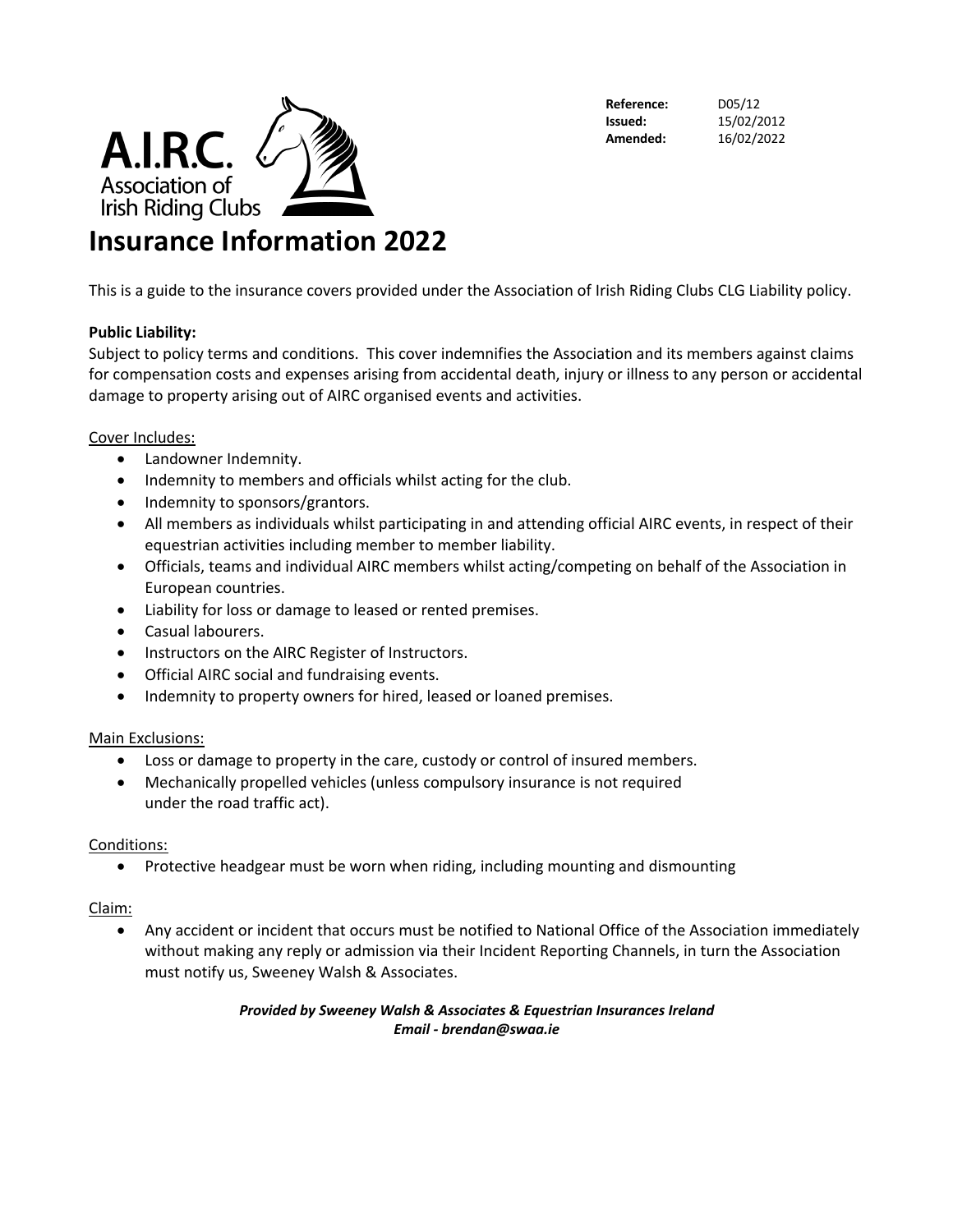A.I.R.C.
Association of Irish Riding Clubs

| | |
|---|---|
| **Reference:** | D05/12 |
| **Issued:** | 15/02/2012 |
| **Amended:** | 16/02/2022 |

# Insurance Information 2022

This is a guide to the insurance covers provided under the Association of Irish Riding Clubs CLG Liability policy.

**Public Liability:**
Subject to policy terms and conditions. This cover indemnifies the Association and its members against claims for compensation costs and expenses arising from accidental death, injury or illness to any person or accidental damage to property arising out of AIRC organised events and activities.

<u>Cover Includes:</u>

- Landowner Indemnity.
- Indemnity to members and officials whilst acting for the club.
- Indemnity to sponsors/grantors.
- All members as individuals whilst participating in and attending official AIRC events, in respect of their equestrian activities including member to member liability.
- Officials, teams and individual AIRC members whilst acting/competing on behalf of the Association in European countries.
- Liability for loss or damage to leased or rented premises.
- Casual labourers.
- Instructors on the AIRC Register of Instructors.
- Official AIRC social and fundraising events.
- Indemnity to property owners for hired, leased or loaned premises.

<u>Main Exclusions:</u>

- Loss or damage to property in the care, custody or control of insured members.
- Mechanically propelled vehicles (unless compulsory insurance is not required under the road traffic act).

<u>Conditions:</u>

- Protective headgear must be worn when riding, including mounting and dismounting

<u>Claim:</u>

- Any accident or incident that occurs must be notified to National Office of the Association immediately without making any reply or admission via their Incident Reporting Channels, in turn the Association must notify us, Sweeney Walsh & Associates.

***Provided by Sweeney Walsh & Associates & Equestrian Insurances Ireland***
***Email - brendan@swaa.ie***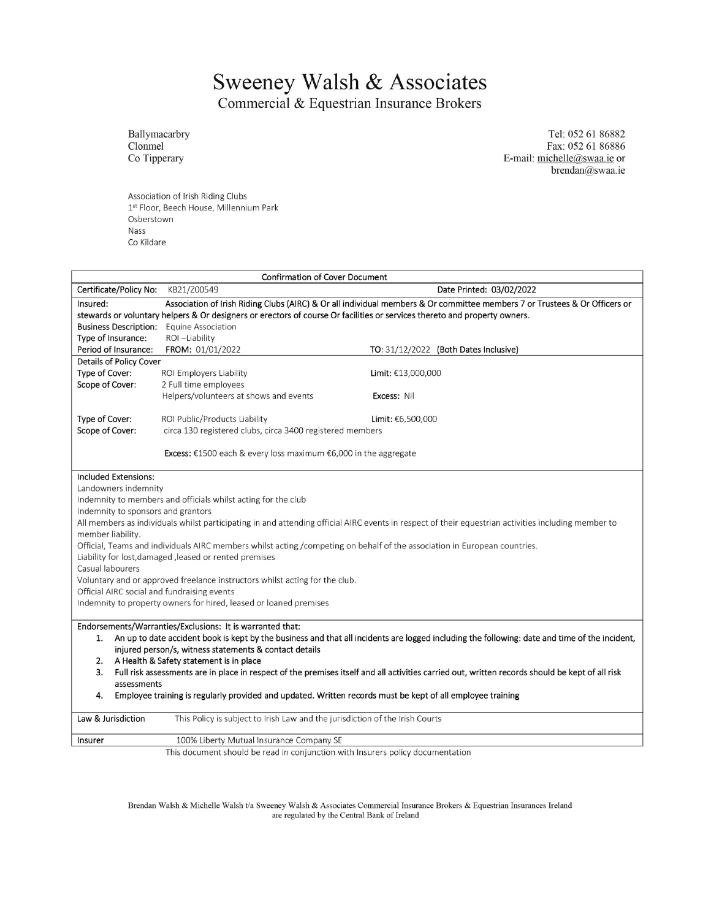# Sweeney Walsh & Associates

Commercial & Equestrian Insurance Brokers

Ballymacarbry
Clonmel
Co Tipperary

Tel: 052 61 86882
Fax: 052 61 86886
E-mail: michelle@swaa.ie or brendan@swaa.ie

Association of Irish Riding Clubs
1st Floor, Beech House, Millennium Park
Osberstown
Nass
Co Kildare

**Confirmation of Cover Document**

**Certificate/Policy No:** KB21/Z00549 — **Date Printed:** 03/02/2022

**Insured:** Association of Irish Riding Clubs (AIRC) & Or all individual members & Or committee members 7 or Trustees & Or Officers or stewards or voluntary helpers & Or designers or erectors of course Or facilities or services thereto and property owners.

**Business Description:** Equine Association

**Type of Insurance:** ROI –Liability

**Period of Insurance:** **FROM:** 01/01/2022 — **TO:** 31/12/2022 **(Both Dates Inclusive)**

**Details of Policy Cover**

**Type of Cover:** ROI Employers Liability — **Limit:** €13,000,000

**Scope of Cover:** 2 Full time employees; Helpers/volunteers at shows and events — **Excess:** Nil

**Type of Cover:** ROI Public/Products Liability — **Limit:** €6,500,000

**Scope of Cover:** circa 130 registered clubs, circa 3400 registered members

**Excess:** €1500 each & every loss maximum €6,000 in the aggregate

**Included Extensions:**

Landowners indemnity
Indemnity to members and officials whilst acting for the club
Indemnity to sponsors and grantors
All members as individuals whilst participating in and attending official AIRC events in respect of their equestrian activities including member to member liability.
Official, Teams and individuals AIRC members whilst acting /competing on behalf of the association in European countries.
Liability for lost,damaged ,leased or rented premises
Casual labourers
Voluntary and or approved freelance instructors whilst acting for the club.
Official AIRC social and fundraising events
Indemnity to property owners for hired, leased or loaned premises

**Endorsements/Warranties/Exclusions: It is warranted that:**

1. **An up to date accident book is kept by the business and that all incidents are logged including the following: date and time of the incident, injured person/s, witness statements & contact details**
2. **A Health & Safety statement is in place**
3. **Full risk assessments are in place in respect of the premises itself and all activities carried out, written records should be kept of all risk assessments**
4. **Employee training is regularly provided and updated. Written records must be kept of all employee training**

**Law & Jurisdiction:** This Policy is subject to Irish Law and the jurisdiction of the Irish Courts

**Insurer:** 100% Liberty Mutual Insurance Company SE

This document should be read in conjunction with Insurers policy documentation

Brendan Walsh & Michelle Walsh t/a Sweeney Walsh & Associates Commercial Insurance Brokers & Equestrian Insurances Ireland are regulated by the Central Bank of Ireland